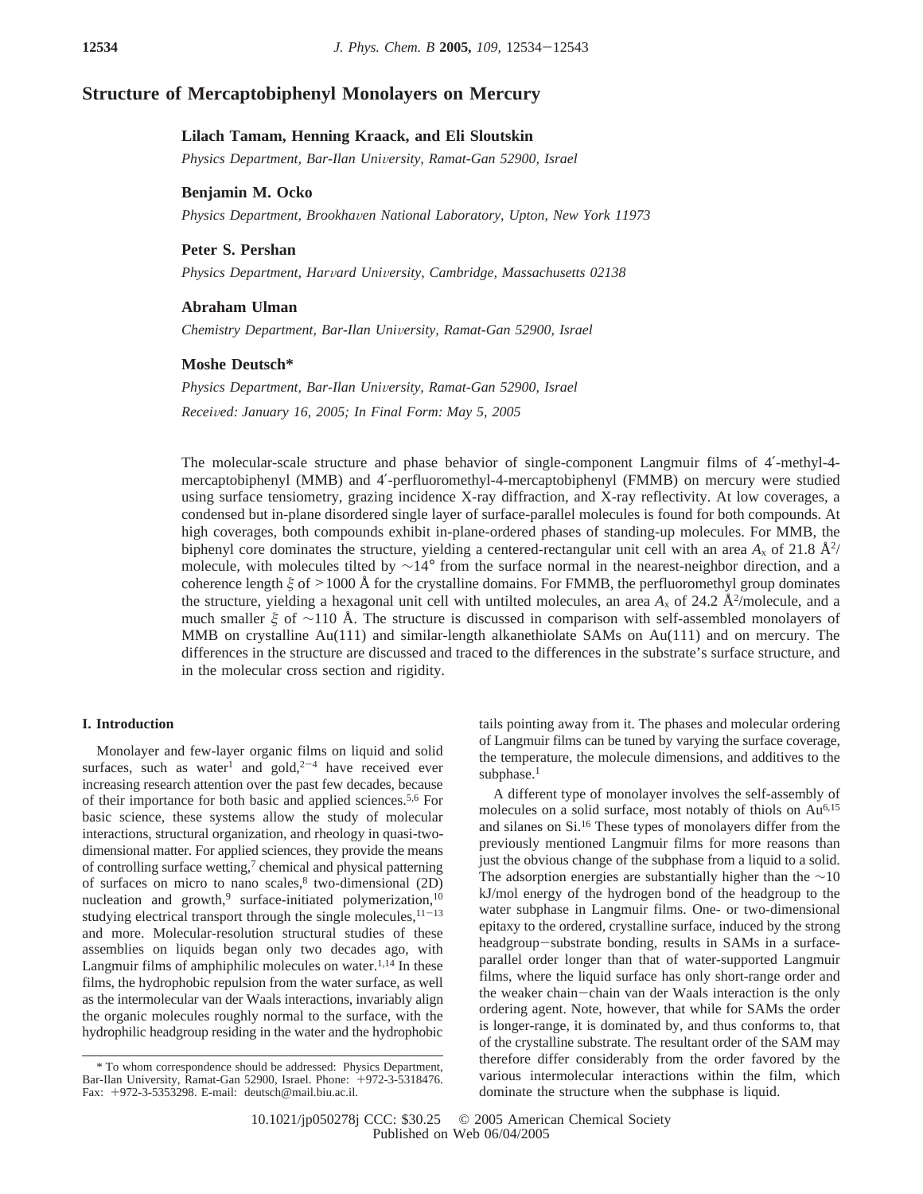# Structure of Mercaptobiphenyl Monolayers on Mercury

**Lilach Tamam, Henning Kraack, and Eli Sloutskin**

*Physics Department, Bar-Ilan University, Ramat-Gan 52900, Israel*

**Benjamin M. Ocko**

*Physics Department, Brookhaven National Laboratory, Upton, New York 11973*

**Peter S. Pershan**

*Physics Department, Harvard University, Cambridge, Massachusetts 02138*

**Abraham Ulman**

*Chemistry Department, Bar-Ilan University, Ramat-Gan 52900, Israel*

**Moshe Deutsch***

*Physics Department, Bar-Ilan University, Ramat-Gan 52900, Israel*

*Received: January 16, 2005; In Final Form: May 5, 2005*

The molecular-scale structure and phase behavior of single-component Langmuir films of 4′-methyl-4-mercaptobiphenyl (MMB) and 4′-perfluoromethyl-4-mercaptobiphenyl (FMMB) on mercury were studied using surface tensiometry, grazing incidence X-ray diffraction, and X-ray reflectivity. At low coverages, a condensed but in-plane disordered single layer of surface-parallel molecules is found for both compounds. At high coverages, both compounds exhibit in-plane-ordered phases of standing-up molecules. For MMB, the biphenyl core dominates the structure, yielding a centered-rectangular unit cell with an area $A_x$ of 21.8 Å$^2$/molecule, with molecules tilted by ~14° from the surface normal in the nearest-neighbor direction, and a coherence length $\xi$ of >1000 Å for the crystalline domains. For FMMB, the perfluoromethyl group dominates the structure, yielding a hexagonal unit cell with untilted molecules, an area $A_x$ of 24.2 Å$^2$/molecule, and a much smaller $\xi$ of ~110 Å. The structure is discussed in comparison with self-assembled monolayers of MMB on crystalline Au(111) and similar-length alkanethiolate SAMs on Au(111) and on mercury. The differences in the structure are discussed and traced to the differences in the substrate's surface structure, and in the molecular cross section and rigidity.

## I. Introduction

Monolayer and few-layer organic films on liquid and solid surfaces, such as water[1] and gold,[2-4] have received ever increasing research attention over the past few decades, because of their importance for both basic and applied sciences.[5,6] For basic science, these systems allow the study of molecular interactions, structural organization, and rheology in quasi-two-dimensional matter. For applied sciences, they provide the means of controlling surface wetting,[7] chemical and physical patterning of surfaces on micro to nano scales,[8] two-dimensional (2D) nucleation and growth,[9] surface-initiated polymerization,[10] studying electrical transport through the single molecules,[11-13] and more. Molecular-resolution structural studies of these assemblies on liquids began only two decades ago, with Langmuir films of amphiphilic molecules on water.[1,14] In these films, the hydrophobic repulsion from the water surface, as well as the intermolecular van der Waals interactions, invariably align the organic molecules roughly normal to the surface, with the hydrophilic headgroup residing in the water and the hydrophobic tails pointing away from it. The phases and molecular ordering of Langmuir films can be tuned by varying the surface coverage, the temperature, the molecule dimensions, and additives to the subphase.[1]

A different type of monolayer involves the self-assembly of molecules on a solid surface, most notably of thiols on Au[6,15] and silanes on Si.[16] These types of monolayers differ from the previously mentioned Langmuir films for more reasons than just the obvious change of the subphase from a liquid to a solid. The adsorption energies are substantially higher than the ~10 kJ/mol energy of the hydrogen bond of the headgroup to the water subphase in Langmuir films. One- or two-dimensional epitaxy to the ordered, crystalline surface, induced by the strong headgroup−substrate bonding, results in SAMs in a surface-parallel order longer than that of water-supported Langmuir films, where the liquid surface has only short-range order and the weaker chain−chain van der Waals interaction is the only ordering agent. Note, however, that while for SAMs the order is longer-range, it is dominated by, and thus conforms to, that of the crystalline substrate. The resultant order of the SAM may therefore differ considerably from the order favored by the various intermolecular interactions within the film, which dominate the structure when the subphase is liquid.

* To whom correspondence should be addressed: Physics Department, Bar-Ilan University, Ramat-Gan 52900, Israel. Phone: +972-3-5318476. Fax: +972-3-5353298. E-mail: deutsch@mail.biu.ac.il.

10.1021/jp050278j CCC: $30.25 © 2005 American Chemical Society
Published on Web 06/04/2005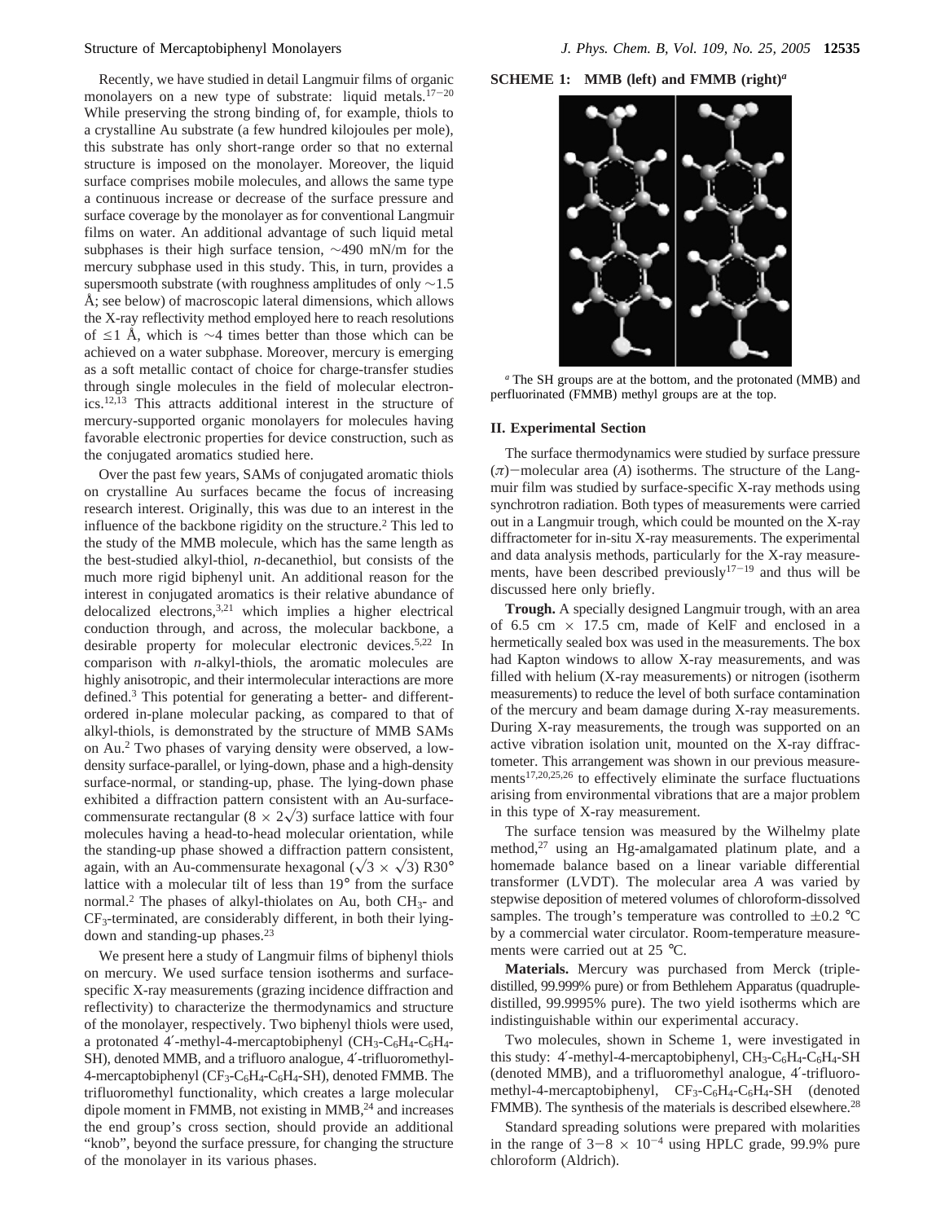Recently, we have studied in detail Langmuir films of organic monolayers on a new type of substrate: liquid metals.[17-20] While preserving the strong binding of, for example, thiols to a crystalline Au substrate (a few hundred kilojoules per mole), this substrate has only short-range order so that no external structure is imposed on the monolayer. Moreover, the liquid surface comprises mobile molecules, and allows the same type a continuous increase or decrease of the surface pressure and surface coverage by the monolayer as for conventional Langmuir films on water. An additional advantage of such liquid metal subphases is their high surface tension, ~490 mN/m for the mercury subphase used in this study. This, in turn, provides a supersmooth substrate (with roughness amplitudes of only ~1.5 Å; see below) of macroscopic lateral dimensions, which allows the X-ray reflectivity method employed here to reach resolutions of ≤1 Å, which is ~4 times better than those which can be achieved on a water subphase. Moreover, mercury is emerging as a soft metallic contact of choice for charge-transfer studies through single molecules in the field of molecular electronics.[12,13] This attracts additional interest in the structure of mercury-supported organic monolayers for molecules having favorable electronic properties for device construction, such as the conjugated aromatics studied here.

Over the past few years, SAMs of conjugated aromatic thiols on crystalline Au surfaces became the focus of increasing research interest. Originally, this was due to an interest in the influence of the backbone rigidity on the structure.[2] This led to the study of the MMB molecule, which has the same length as the best-studied alkyl-thiol, *n*-decanethiol, but consists of the much more rigid biphenyl unit. An additional reason for the interest in conjugated aromatics is their relative abundance of delocalized electrons,[3,21] which implies a higher electrical conduction through, and across, the molecular backbone, a desirable property for molecular electronic devices.[5,22] In comparison with *n*-alkyl-thiols, the aromatic molecules are highly anisotropic, and their intermolecular interactions are more defined.[3] This potential for generating a better- and differently-ordered in-plane molecular packing, as compared to that of alkyl-thiols, is demonstrated by the structure of MMB SAMs on Au.[2] Two phases of varying density were observed, a low-density surface-parallel, or lying-down, phase and a high-density surface-normal, or standing-up, phase. The lying-down phase exhibited a diffraction pattern consistent with an Au-surface-commensurate rectangular ($8 \times 2\sqrt{3}$) surface lattice with four molecules having a head-to-head molecular orientation, while the standing-up phase showed a diffraction pattern consistent, again, with an Au-commensurate hexagonal ($\sqrt{3} \times \sqrt{3}$) R30° lattice with a molecular tilt of less than 19° from the surface normal.[2] The phases of alkyl-thiolates on Au, both $CH_3$- and $CF_3$-terminated, are considerably different, in both their lying-down and standing-up phases.[23]

We present here a study of Langmuir films of biphenyl thiols on mercury. We used surface tension isotherms and surface-specific X-ray measurements (grazing incidence diffraction and reflectivity) to characterize the thermodynamics and structure of the monolayer, respectively. Two biphenyl thiols were used, a protonated 4′-methyl-4-mercaptobiphenyl ($CH_3$-$C_6H_4$-$C_6H_4$-SH), denoted MMB, and a trifluoro analogue, 4′-trifluoromethyl-4-mercaptobiphenyl ($CF_3$-$C_6H_4$-$C_6H_4$-SH), denoted FMMB. The trifluoromethyl functionality, which creates a large molecular dipole moment in FMMB, not existing in MMB,[24] and increases the end group's cross section, should provide an additional "knob", beyond the surface pressure, for changing the structure of the monolayer in its various phases.

**SCHEME 1: MMB (left) and FMMB (right)[a]**

[a] The SH groups are at the bottom, and the protonated (MMB) and perfluorinated (FMMB) methyl groups are at the top.

## II. Experimental Section

The surface thermodynamics were studied by surface pressure ($\pi$)−molecular area ($A$) isotherms. The structure of the Langmuir film was studied by surface-specific X-ray methods using synchrotron radiation. Both types of measurements were carried out in a Langmuir trough, which could be mounted on the X-ray diffractometer for in-situ X-ray measurements. The experimental and data analysis methods, particularly for the X-ray measurements, have been described previously[17-19] and thus will be discussed here only briefly.

**Trough.** A specially designed Langmuir trough, with an area of 6.5 cm × 17.5 cm, made of KelF and enclosed in a hermetically sealed box was used in the measurements. The box had Kapton windows to allow X-ray measurements, and was filled with helium (X-ray measurements) or nitrogen (isotherm measurements) to reduce the level of both surface contamination of the mercury and beam damage during X-ray measurements. During X-ray measurements, the trough was supported on an active vibration isolation unit, mounted on the X-ray diffractometer. This arrangement was shown in our previous measurements[17,20,25,26] to effectively eliminate the surface fluctuations arising from environmental vibrations that are a major problem in this type of X-ray measurement.

The surface tension was measured by the Wilhelmy plate method,[27] using an Hg-amalgamated platinum plate, and a homemade balance based on a linear variable differential transformer (LVDT). The molecular area $A$ was varied by stepwise deposition of metered volumes of chloroform-dissolved samples. The trough's temperature was controlled to ±0.2 °C by a commercial water circulator. Room-temperature measurements were carried out at 25 °C.

**Materials.** Mercury was purchased from Merck (triple-distilled, 99.999% pure) or from Bethlehem Apparatus (quadruple-distilled, 99.9995% pure). The two yield isotherms which are indistinguishable within our experimental accuracy.

Two molecules, shown in Scheme 1, were investigated in this study: 4′-methyl-4-mercaptobiphenyl, $CH_3$-$C_6H_4$-$C_6H_4$-SH (denoted MMB), and a trifluoromethyl analogue, 4′-trifluoromethyl-4-mercaptobiphenyl, $CF_3$-$C_6H_4$-$C_6H_4$-SH (denoted FMMB). The synthesis of the materials is described elsewhere.[28]

Standard spreading solutions were prepared with molarities in the range of $3-8 \times 10^{-4}$ using HPLC grade, 99.9% pure chloroform (Aldrich).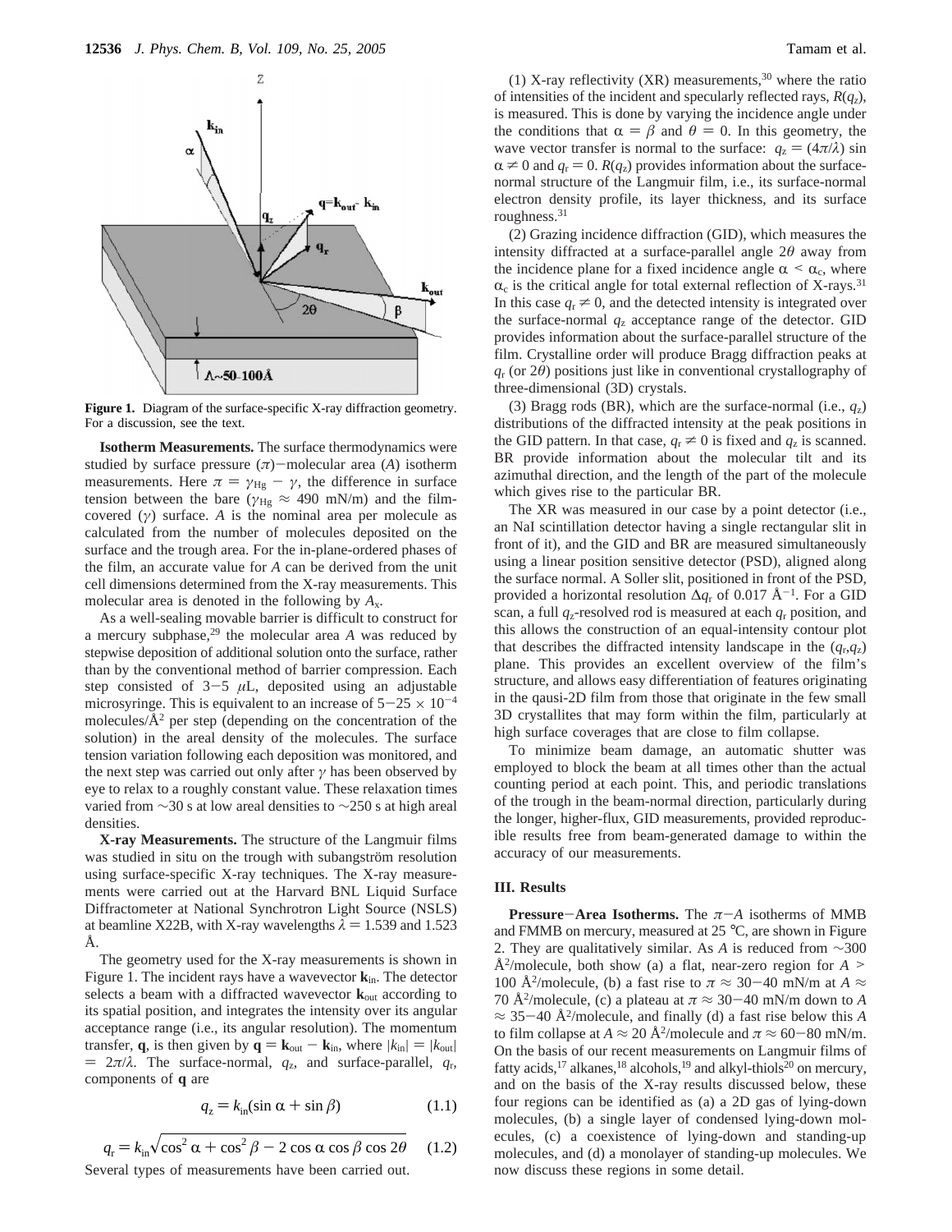**Figure 1.** Diagram of the surface-specific X-ray diffraction geometry. For a discussion, see the text.

**Isotherm Measurements.** The surface thermodynamics were studied by surface pressure ($\pi$)−molecular area ($A$) isotherm measurements. Here $\pi = \gamma_{Hg} - \gamma$, the difference in surface tension between the bare ($\gamma_{Hg} \approx 490$ mN/m) and the film-covered ($\gamma$) surface. $A$ is the nominal area per molecule as calculated from the number of molecules deposited on the surface and the trough area. For the in-plane-ordered phases of the film, an accurate value for $A$ can be derived from the unit cell dimensions determined from the X-ray measurements. This molecular area is denoted in the following by $A_x$.

As a well-sealing movable barrier is difficult to construct for a mercury subphase,[29] the molecular area $A$ was reduced by stepwise deposition of additional solution onto the surface, rather than by the conventional method of barrier compression. Each step consisted of 3−5 $\mu$L, deposited using an adjustable microsyringe. This is equivalent to an increase of $5-25 \times 10^{-4}$ molecules/Å$^2$ per step (depending on the concentration of the solution) in the areal density of the molecules. The surface tension variation following each deposition was monitored, and the next step was carried out only after $\gamma$ has been observed by eye to relax to a roughly constant value. These relaxation times varied from ∼30 s at low areal densities to ∼250 s at high areal densities.

**X-ray Measurements.** The structure of the Langmuir films was studied in situ on the trough with subangström resolution using surface-specific X-ray techniques. The X-ray measurements were carried out at the Harvard BNL Liquid Surface Diffractometer at National Synchrotron Light Source (NSLS) at beamline X22B, with X-ray wavelengths $\lambda = 1.539$ and 1.523 Å.

The geometry used for the X-ray measurements is shown in Figure 1. The incident rays have a wavevector $\mathbf{k}_{in}$. The detector selects a beam with a diffracted wavevector $\mathbf{k}_{out}$ according to its spatial position, and integrates the intensity over its angular acceptance range (i.e., its angular resolution). The momentum transfer, $\mathbf{q}$, is then given by $\mathbf{q} = \mathbf{k}_{out} - \mathbf{k}_{in}$, where $|k_{in}| = |k_{out}| = 2\pi/\lambda$. The surface-normal, $q_z$, and surface-parallel, $q_r$, components of $\mathbf{q}$ are

$$q_z = k_{in}(\sin \alpha + \sin \beta) \tag{1.1}$$

$$q_r = k_{in}\sqrt{\cos^2 \alpha + \cos^2 \beta - 2 \cos \alpha \cos \beta \cos 2\theta} \tag{1.2}$$

Several types of measurements have been carried out.

(1) X-ray reflectivity (XR) measurements,[30] where the ratio of intensities of the incident and specularly reflected rays, $R(q_z)$, is measured. This is done by varying the incidence angle under the conditions that $\alpha = \beta$ and $\theta = 0$. In this geometry, the wave vector transfer is normal to the surface: $q_z = (4\pi/\lambda) \sin \alpha \neq 0$ and $q_r = 0$. $R(q_z)$ provides information about the surface-normal structure of the Langmuir film, i.e., its surface-normal electron density profile, its layer thickness, and its surface roughness.[31]

(2) Grazing incidence diffraction (GID), which measures the intensity diffracted at a surface-parallel angle $2\theta$ away from the incidence plane for a fixed incidence angle $\alpha < \alpha_c$, where $\alpha_c$ is the critical angle for total external reflection of X-rays.[31] In this case $q_r \neq 0$, and the detected intensity is integrated over the surface-normal $q_z$ acceptance range of the detector. GID provides information about the surface-parallel structure of the film. Crystalline order will produce Bragg diffraction peaks at $q_r$ (or $2\theta$) positions just like in conventional crystallography of three-dimensional (3D) crystals.

(3) Bragg rods (BR), which are the surface-normal (i.e., $q_z$) distributions of the diffracted intensity at the peak positions in the GID pattern. In that case, $q_r \neq 0$ is fixed and $q_z$ is scanned. BR provide information about the molecular tilt and its azimuthal direction, and the length of the part of the molecule which gives rise to the particular BR.

The XR was measured in our case by a point detector (i.e., an NaI scintillation detector having a single rectangular slit in front of it), and the GID and BR are measured simultaneously using a linear position sensitive detector (PSD), aligned along the surface normal. A Soller slit, positioned in front of the PSD, provided a horizontal resolution $\Delta q_r$ of 0.017 Å$^{-1}$. For a GID scan, a full $q_z$-resolved rod is measured at each $q_r$ position, and this allows the construction of an equal-intensity contour plot that describes the diffracted intensity landscape in the $(q_r,q_z)$ plane. This provides an excellent overview of the film's structure, and allows easy differentiation of features originating in the qausi-2D film from those that originate in the few small 3D crystallites that may form within the film, particularly at high surface coverages that are close to film collapse.

To minimize beam damage, an automatic shutter was employed to block the beam at all times other than the actual counting period at each point. This, and periodic translations of the trough in the beam-normal direction, particularly during the longer, higher-flux, GID measurements, provided reproducible results free from beam-generated damage to within the accuracy of our measurements.

## III. Results

**Pressure−Area Isotherms.** The $\pi$−$A$ isotherms of MMB and FMMB on mercury, measured at 25 °C, are shown in Figure 2. They are qualitatively similar. As $A$ is reduced from ∼300 Å$^2$/molecule, both show (a) a flat, near-zero region for $A >$ 100 Å$^2$/molecule, (b) a fast rise to $\pi \approx 30-40$ mN/m at $A \approx$ 70 Å$^2$/molecule, (c) a plateau at $\pi \approx 30-40$ mN/m down to $A \approx 35-40$ Å$^2$/molecule, and finally (d) a fast rise below this $A$ to film collapse at $A \approx 20$ Å$^2$/molecule and $\pi \approx 60-80$ mN/m. On the basis of our recent measurements on Langmuir films of fatty acids,[17] alkanes,[18] alcohols,[19] and alkyl-thiols[20] on mercury, and on the basis of the X-ray results discussed below, these four regions can be identified as (a) a 2D gas of lying-down molecules, (b) a single layer of condensed lying-down molecules, (c) a coexistence of lying-down and standing-up molecules, and (d) a monolayer of standing-up molecules. We now discuss these regions in some detail.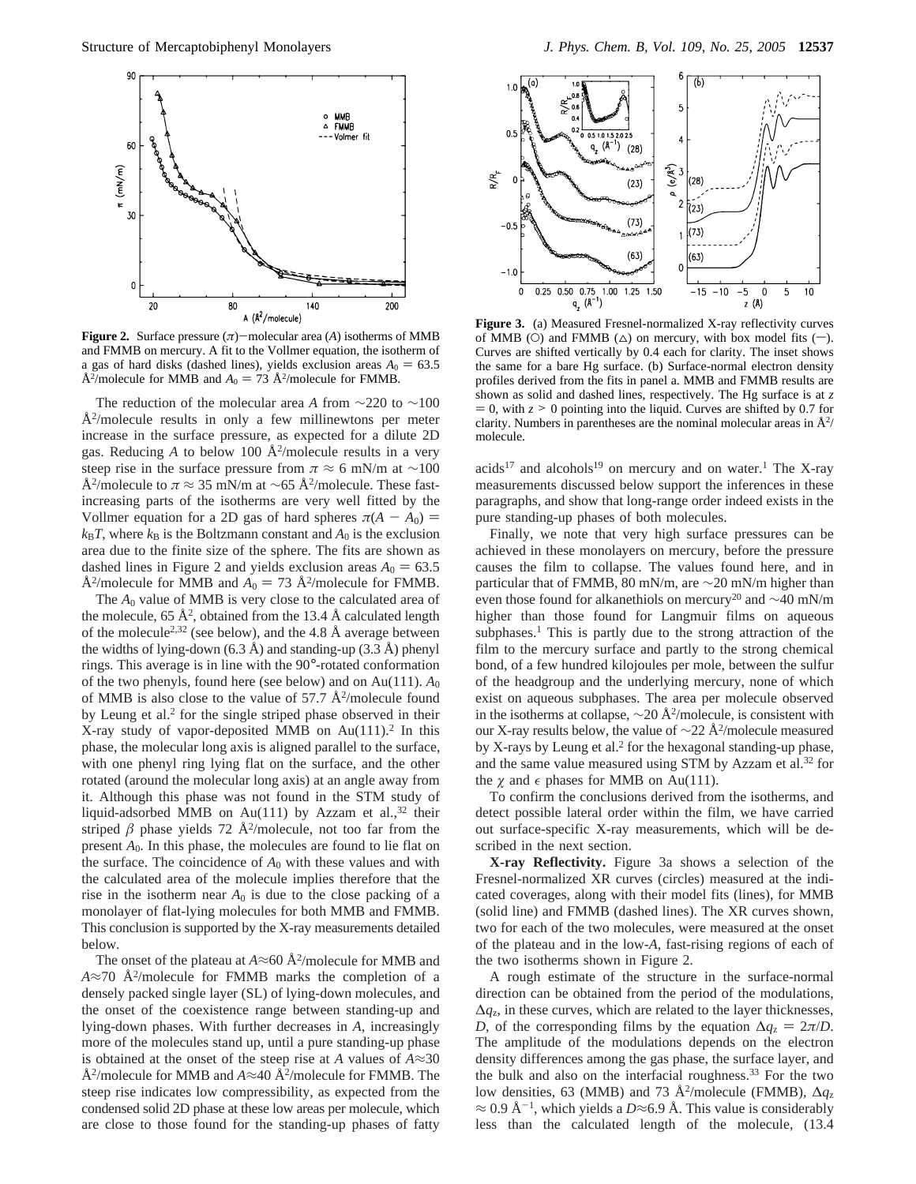**Figure 2.** Surface pressure ($\pi$)–molecular area ($A$) isotherms of MMB and FMMB on mercury. A fit to the Vollmer equation, the isotherm of a gas of hard disks (dashed lines), yields exclusion areas $A_0 = 63.5$ Å$^2$/molecule for MMB and $A_0 = 73$ Å$^2$/molecule for FMMB.

The reduction of the molecular area $A$ from ~220 to ~100 Å$^2$/molecule results in only a few millinewtons per meter increase in the surface pressure, as expected for a dilute 2D gas. Reducing $A$ to below 100 Å$^2$/molecule results in a very steep rise in the surface pressure from $\pi \approx 6$ mN/m at ~100 Å$^2$/molecule to $\pi \approx 35$ mN/m at ~65 Å$^2$/molecule. These fast-increasing parts of the isotherms are very well fitted by the Vollmer equation for a 2D gas of hard spheres $\pi(A - A_0) = k_B T$, where $k_B$ is the Boltzmann constant and $A_0$ is the exclusion area due to the finite size of the sphere. The fits are shown as dashed lines in Figure 2 and yields exclusion areas $A_0 = 63.5$ Å$^2$/molecule for MMB and $A_0 = 73$ Å$^2$/molecule for FMMB.

The $A_0$ value of MMB is very close to the calculated area of the molecule, 65 Å$^2$, obtained from the 13.4 Å calculated length of the molecule[2,32] (see below), and the 4.8 Å average between the widths of lying-down (6.3 Å) and standing-up (3.3 Å) phenyl rings. This average is in line with the 90°-rotated conformation of the two phenyls, found here (see below) and on Au(111). $A_0$ of MMB is also close to the value of 57.7 Å$^2$/molecule found by Leung et al.[2] for the single striped phase observed in their X-ray study of vapor-deposited MMB on Au(111).[2] In this phase, the molecular long axis is aligned parallel to the surface, with one phenyl ring lying flat on the surface, and the other rotated (around the molecular long axis) at an angle away from it. Although this phase was not found in the STM study of liquid-adsorbed MMB on Au(111) by Azzam et al.,[32] their striped $\beta$ phase yields 72 Å$^2$/molecule, not too far from the present $A_0$. In this phase, the molecules are found to lie flat on the surface. The coincidence of $A_0$ with these values and with the calculated area of the molecule implies therefore that the rise in the isotherm near $A_0$ is due to the close packing of a monolayer of flat-lying molecules for both MMB and FMMB. This conclusion is supported by the X-ray measurements detailed below.

The onset of the plateau at $A \approx 60$ Å$^2$/molecule for MMB and $A \approx 70$ Å$^2$/molecule for FMMB marks the completion of a densely packed single layer (SL) of lying-down molecules, and the onset of the coexistence range between standing-up and lying-down phases. With further decreases in $A$, increasingly more of the molecules stand up, until a pure standing-up phase is obtained at the onset of the steep rise at $A$ values of $A \approx 30$ Å$^2$/molecule for MMB and $A \approx 40$ Å$^2$/molecule for FMMB. The steep rise indicates low compressibility, as expected from the condensed solid 2D phase at these low areas per molecule, which are close to those found for the standing-up phases of fatty acids[17] and alcohols[19] on mercury and on water.[1] The X-ray measurements discussed below support the inferences in these paragraphs, and show that long-range order indeed exists in the pure standing-up phases of both molecules.

Finally, we note that very high surface pressures can be achieved in these monolayers on mercury, before the pressure causes the film to collapse. The values found here, and in particular that of FMMB, 80 mN/m, are ~20 mN/m higher than even those found for alkanethiols on mercury[20] and ~40 mN/m higher than those found for Langmuir films on aqueous subphases.[1] This is partly due to the strong attraction of the film to the mercury surface and partly to the strong chemical bond, of a few hundred kilojoules per mole, between the sulfur of the headgroup and the underlying mercury, none of which exist on aqueous subphases. The area per molecule observed in the isotherms at collapse, ~20 Å$^2$/molecule, is consistent with our X-ray results below, the value of ~22 Å$^2$/molecule measured by X-rays by Leung et al.[2] for the hexagonal standing-up phase, and the same value measured using STM by Azzam et al.[32] for the $\chi$ and $\epsilon$ phases for MMB on Au(111).

To confirm the conclusions derived from the isotherms, and detect possible lateral order within the film, we have carried out surface-specific X-ray measurements, which will be described in the next section.

**Figure 3.** (a) Measured Fresnel-normalized X-ray reflectivity curves of MMB (○) and FMMB (△) on mercury, with box model fits (—). Curves are shifted vertically by 0.4 each for clarity. The inset shows the same for a bare Hg surface. (b) Surface-normal electron density profiles derived from the fits in panel a. MMB and FMMB results are shown as solid and dashed lines, respectively. The Hg surface is at $z = 0$, with $z > 0$ pointing into the liquid. Curves are shifted by 0.7 for clarity. Numbers in parentheses are the nominal molecular areas in Å$^2$/molecule.

**X-ray Reflectivity.** Figure 3a shows a selection of the Fresnel-normalized XR curves (circles) measured at the indicated coverages, along with their model fits (lines), for MMB (solid line) and FMMB (dashed lines). The XR curves shown, two for each of the two molecules, were measured at the onset of the plateau and in the low-$A$, fast-rising regions of each of the two isotherms shown in Figure 2.

A rough estimate of the structure in the surface-normal direction can be obtained from the period of the modulations, $\Delta q_z$, in these curves, which are related to the layer thicknesses, $D$, of the corresponding films by the equation $\Delta q_z = 2\pi/D$. The amplitude of the modulations depends on the electron density differences among the gas phase, the surface layer, and the bulk and also on the interfacial roughness.[33] For the two low densities, 63 (MMB) and 73 Å$^2$/molecule (FMMB), $\Delta q_z \approx 0.9$ Å$^{-1}$, which yields a $D \approx 6.9$ Å. This value is considerably less than the calculated length of the molecule, (13.4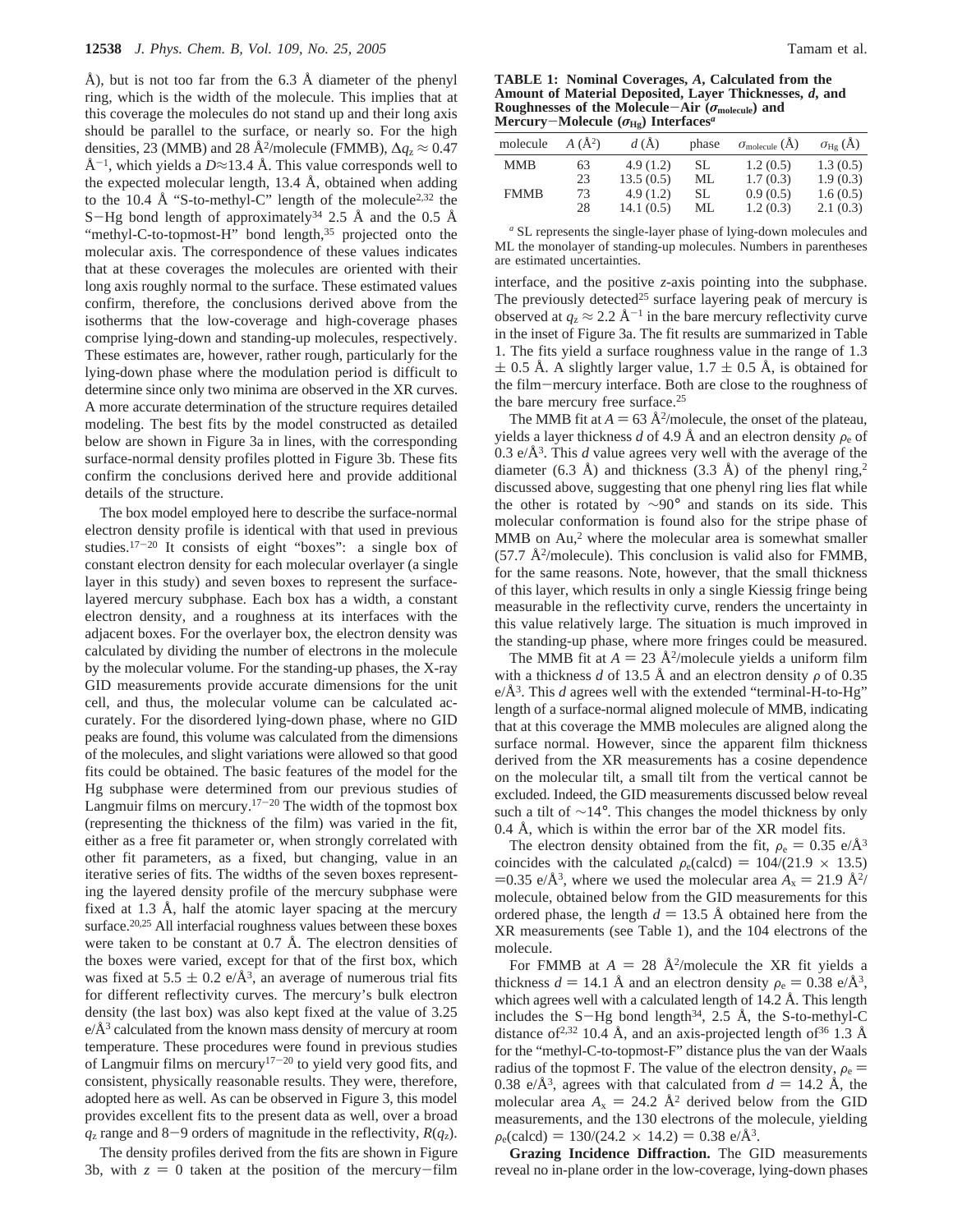Å), but is not too far from the 6.3 Å diameter of the phenyl ring, which is the width of the molecule. This implies that at this coverage the molecules do not stand up and their long axis should be parallel to the surface, or nearly so. For the high densities, 23 (MMB) and 28 Å$^2$/molecule (FMMB), $\Delta q_z \approx 0.47$ Å$^{-1}$, which yields a $D \approx 13.4$ Å. This value corresponds well to the expected molecular length, 13.4 Å, obtained when adding to the 10.4 Å "S-to-methyl-C" length of the molecule[2,32] the S−Hg bond length of approximately[34] 2.5 Å and the 0.5 Å "methyl-C-to-topmost-H" bond length,[35] projected onto the molecular axis. The correspondence of these values indicates that at these coverages the molecules are oriented with their long axis roughly normal to the surface. These estimated values confirm, therefore, the conclusions derived above from the isotherms that the low-coverage and high-coverage phases comprise lying-down and standing-up molecules, respectively. These estimates are, however, rather rough, particularly for the lying-down phase where the modulation period is difficult to determine since only two minima are observed in the XR curves. A more accurate determination of the structure requires detailed modeling. The best fits by the model constructed as detailed below are shown in Figure 3a in lines, with the corresponding surface-normal density profiles plotted in Figure 3b. These fits confirm the conclusions derived here and provide additional details of the structure.

The box model employed here to describe the surface-normal electron density profile is identical with that used in previous studies.[17−20] It consists of eight "boxes": a single box of constant electron density for each molecular overlayer (a single layer in this study) and seven boxes to represent the surface-layered mercury subphase. Each box has a width, a constant electron density, and a roughness at its interfaces with the adjacent boxes. For the overlayer box, the electron density was calculated by dividing the number of electrons in the molecule by the molecular volume. For the standing-up phases, the X-ray GID measurements provide accurate dimensions for the unit cell, and thus, the molecular volume can be calculated accurately. For the disordered lying-down phase, where no GID peaks are found, this volume was calculated from the dimensions of the molecules, and slight variations were allowed so that good fits could be obtained. The basic features of the model for the Hg subphase were determined from our previous studies of Langmuir films on mercury.[17−20] The width of the topmost box (representing the thickness of the film) was varied in the fit, either as a free fit parameter or, when strongly correlated with other fit parameters, as a fixed, but changing, value in an iterative series of fits. The widths of the seven boxes representing the layered density profile of the mercury subphase were fixed at 1.3 Å, half the atomic layer spacing at the mercury surface.[20,25] All interfacial roughness values between these boxes were taken to be constant at 0.7 Å. The electron densities of the boxes were varied, except for that of the first box, which was fixed at 5.5 ± 0.2 e/Å$^3$, an average of numerous trial fits for different reflectivity curves. The mercury's bulk electron density (the last box) was also kept fixed at the value of 3.25 e/Å$^3$ calculated from the known mass density of mercury at room temperature. These procedures were found in previous studies of Langmuir films on mercury[17−20] to yield very good fits, and consistent, physically reasonable results. They were, therefore, adopted here as well. As can be observed in Figure 3, this model provides excellent fits to the present data as well, over a broad $q_z$ range and 8−9 orders of magnitude in the reflectivity, $R(q_z)$.

The density profiles derived from the fits are shown in Figure 3b, with $z = 0$ taken at the position of the mercury−film interface, and the positive $z$-axis pointing into the subphase. The previously detected[25] surface layering peak of mercury is observed at $q_z \approx 2.2$ Å$^{-1}$ in the bare mercury reflectivity curve in the inset of Figure 3a. The fit results are summarized in Table 1. The fits yield a surface roughness value in the range of 1.3 ± 0.5 Å. A slightly larger value, 1.7 ± 0.5 Å, is obtained for the film−mercury interface. Both are close to the roughness of the bare mercury free surface.[25]

**TABLE 1: Nominal Coverages, *A*, Calculated from the Amount of Material Deposited, Layer Thicknesses, *d*, and Roughnesses of the Molecule−Air ($\sigma_{molecule}$) and Mercury−Molecule ($\sigma_{Hg}$) Interfaces[a]**

| molecule | $A$ (Å$^2$) | $d$ (Å) | phase | $\sigma_{molecule}$ (Å) | $\sigma_{Hg}$ (Å) |
|---|---|---|---|---|---|
| MMB | 63 | 4.9 (1.2) | SL | 1.2 (0.5) | 1.3 (0.5) |
| | 23 | 13.5 (0.5) | ML | 1.7 (0.3) | 1.9 (0.3) |
| FMMB | 73 | 4.9 (1.2) | SL | 0.9 (0.5) | 1.6 (0.5) |
| | 28 | 14.1 (0.5) | ML | 1.2 (0.3) | 2.1 (0.3) |

[a] SL represents the single-layer phase of lying-down molecules and ML the monolayer of standing-up molecules. Numbers in parentheses are estimated uncertainties.

The MMB fit at $A = 63$ Å$^2$/molecule, the onset of the plateau, yields a layer thickness $d$ of 4.9 Å and an electron density $\rho_e$ of 0.3 e/Å$^3$. This $d$ value agrees very well with the average of the diameter (6.3 Å) and thickness (3.3 Å) of the phenyl ring,[2] discussed above, suggesting that one phenyl ring lies flat while the other is rotated by ~90° and stands on its side. This molecular conformation is found also for the stripe phase of MMB on Au,[2] where the molecular area is somewhat smaller (57.7 Å$^2$/molecule). This conclusion is valid also for FMMB, for the same reasons. Note, however, that the small thickness of this layer, which results in only a single Kiessig fringe being measurable in the reflectivity curve, renders the uncertainty in this value relatively large. The situation is much improved in the standing-up phase, where more fringes could be measured.

The MMB fit at $A = 23$ Å$^2$/molecule yields a uniform film with a thickness $d$ of 13.5 Å and an electron density $\rho$ of 0.35 e/Å$^3$. This $d$ agrees well with the extended "terminal-H-to-Hg" length of a surface-normal aligned molecule of MMB, indicating that at this coverage the MMB molecules are aligned along the surface normal. However, since the apparent film thickness derived from the XR measurements has a cosine dependence on the molecular tilt, a small tilt from the vertical cannot be excluded. Indeed, the GID measurements discussed below reveal such a tilt of ~14°. This changes the model thickness by only 0.4 Å, which is within the error bar of the XR model fits.

The electron density obtained from the fit, $\rho_e = 0.35$ e/Å$^3$ coincides with the calculated $\rho_e(\text{calcd}) = 104/(21.9 \times 13.5) = 0.35$ e/Å$^3$, where we used the molecular area $A_x = 21.9$ Å$^2$/molecule, obtained below from the GID measurements for this ordered phase, the length $d = 13.5$ Å obtained here from the XR measurements (see Table 1), and the 104 electrons of the molecule.

For FMMB at $A = 28$ Å$^2$/molecule the XR fit yields a thickness $d = 14.1$ Å and an electron density $\rho_e = 0.38$ e/Å$^3$, which agrees well with a calculated length of 14.2 Å. This length includes the S−Hg bond length[34], 2.5 Å, the S-to-methyl-C distance of[2,32] 10.4 Å, and an axis-projected length of[36] 1.3 Å for the "methyl-C-to-topmost-F" distance plus the van der Waals radius of the topmost F. The value of the electron density, $\rho_e = 0.38$ e/Å$^3$, agrees with that calculated from $d = 14.2$ Å, the molecular area $A_x = 24.2$ Å$^2$ derived below from the GID measurements, and the 130 electrons of the molecule, yielding $\rho_e(\text{calcd}) = 130/(24.2 \times 14.2) = 0.38$ e/Å$^3$.

**Grazing Incidence Diffraction.** The GID measurements reveal no in-plane order in the low-coverage, lying-down phases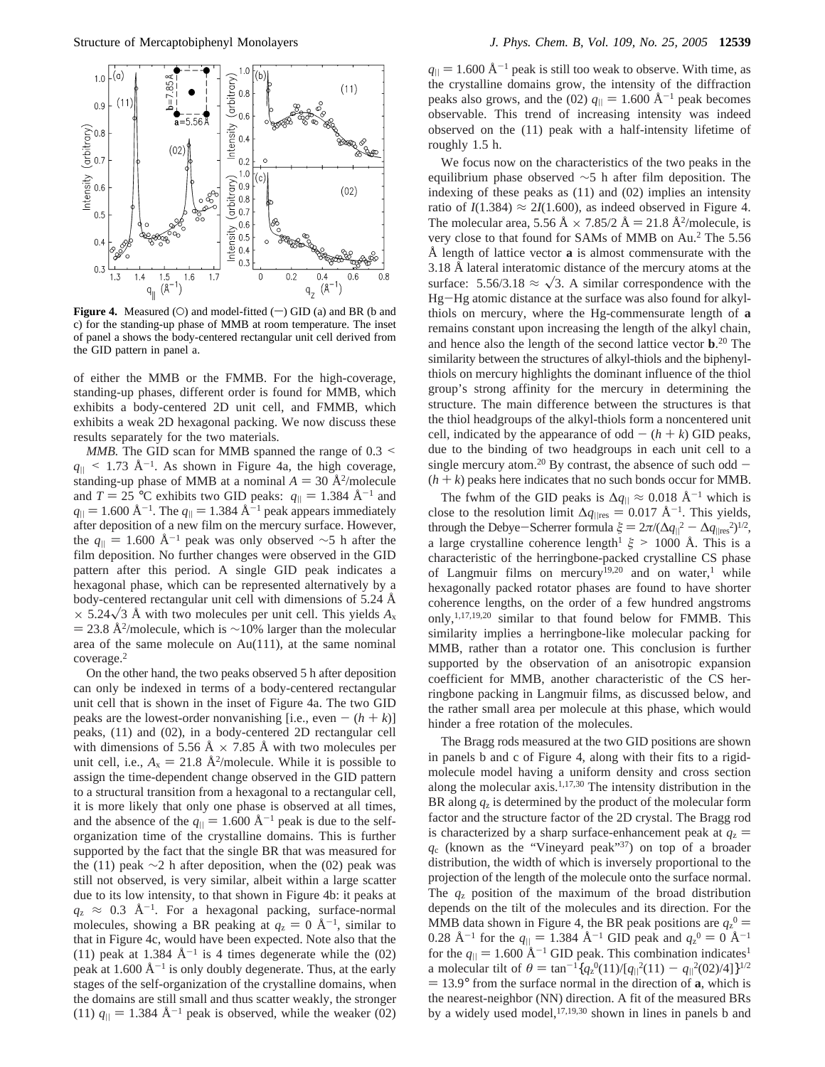**Figure 4.** Measured (○) and model-fitted (—) GID (a) and BR (b and c) for the standing-up phase of MMB at room temperature. The inset of panel a shows the body-centered rectangular unit cell derived from the GID pattern in panel a.

of either the MMB or the FMMB. For the high-coverage, standing-up phases, different order is found for MMB, which exhibits a body-centered 2D unit cell, and FMMB, which exhibits a weak 2D hexagonal packing. We now discuss these results separately for the two materials.

*MMB.* The GID scan for MMB spanned the range of $0.3 < q_{||} < 1.73$ Å$^{-1}$. As shown in Figure 4a, the high coverage, standing-up phase of MMB at a nominal $A = 30$ Å$^2$/molecule and $T = 25$ °C exhibits two GID peaks: $q_{||} = 1.384$ Å$^{-1}$ and $q_{||} = 1.600$ Å$^{-1}$. The $q_{||} = 1.384$ Å$^{-1}$ peak appears immediately after deposition of a new film on the mercury surface. However, the $q_{||} = 1.600$ Å$^{-1}$ peak was only observed ~5 h after the film deposition. No further changes were observed in the GID pattern after this period. A single GID peak indicates a hexagonal phase, which can be represented alternatively by a body-centered rectangular unit cell with dimensions of 5.24 Å × 5.24$\sqrt{3}$ Å with two molecules per unit cell. This yields $A_x = 23.8$ Å$^2$/molecule, which is ~10% larger than the molecular area of the same molecule on Au(111), at the same nominal coverage.[2]

On the other hand, the two peaks observed 5 h after deposition can only be indexed in terms of a body-centered rectangular unit cell that is shown in the inset of Figure 4a. The two GID peaks are the lowest-order nonvanishing [i.e., even − $(h + k)$] peaks, (11) and (02), in a body-centered 2D rectangular cell with dimensions of 5.56 Å × 7.85 Å with two molecules per unit cell, i.e., $A_x = 21.8$ Å$^2$/molecule. While it is possible to assign the time-dependent change observed in the GID pattern to a structural transition from a hexagonal to a rectangular cell, it is more likely that only one phase is observed at all times, and the absence of the $q_{||} = 1.600$ Å$^{-1}$ peak is due to the self-organization time of the crystalline domains. This is further supported by the fact that the single BR that was measured for the (11) peak ~2 h after deposition, when the (02) peak was still not observed, is very similar, albeit within a larger scatter due to its low intensity, to that shown in Figure 4b: it peaks at $q_z \approx 0.3$ Å$^{-1}$. For a hexagonal packing, surface-normal molecules, showing a BR peaking at $q_z = 0$ Å$^{-1}$, similar to that in Figure 4c, would have been expected. Note also that the (11) peak at 1.384 Å$^{-1}$ is 4 times degenerate while the (02) peak at 1.600 Å$^{-1}$ is only doubly degenerate. Thus, at the early stages of the self-organization of the crystalline domains, when the domains are still small and thus scatter weakly, the stronger (11) $q_{||} = 1.384$ Å$^{-1}$ peak is observed, while the weaker (02) $q_{||} = 1.600$ Å$^{-1}$ peak is still too weak to observe. With time, as the crystalline domains grow, the intensity of the diffraction peaks also grows, and the (02) $q_{||} = 1.600$ Å$^{-1}$ peak becomes observable. This trend of increasing intensity was indeed observed on the (11) peak with a half-intensity lifetime of roughly 1.5 h.

We focus now on the characteristics of the two peaks in the equilibrium phase observed ~5 h after film deposition. The indexing of these peaks as (11) and (02) implies an intensity ratio of $I(1.384) \approx 2I(1.600)$, as indeed observed in Figure 4. The molecular area, 5.56 Å × 7.85/2 Å = 21.8 Å$^2$/molecule, is very close to that found for SAMs of MMB on Au.[2] The 5.56 Å length of lattice vector **a** is almost commensurate with the 3.18 Å lateral interatomic distance of the mercury atoms at the surface: $5.56/3.18 \approx \sqrt{3}$. A similar correspondence with the Hg−Hg atomic distance at the surface was also found for alkyl-thiols on mercury, where the Hg-commensurate length of **a** remains constant upon increasing the length of the alkyl chain, and hence also the length of the second lattice vector **b**.[20] The similarity between the structures of alkyl-thiols and the biphenyl-thiols on mercury highlights the dominant influence of the thiol group's strong affinity for the mercury in determining the structure. The main difference between the structures is that the thiol headgroups of the alkyl-thiols form a noncentered unit cell, indicated by the appearance of odd − $(h + k)$ GID peaks, due to the binding of two headgroups in each unit cell to a single mercury atom.[20] By contrast, the absence of such odd − $(h + k)$ peaks here indicates that no such bonds occur for MMB.

The fwhm of the GID peaks is $\Delta q_{||} \approx 0.018$ Å$^{-1}$ which is close to the resolution limit $\Delta q_{||\mathrm{res}} = 0.017$ Å$^{-1}$. This yields, through the Debye−Scherrer formula $\xi = 2\pi/(\Delta q_{||}^2 - \Delta q_{||\mathrm{res}}^2)^{1/2}$, a large crystalline coherence length[1] $\xi > 1000$ Å. This is a characteristic of the herringbone-packed crystalline CS phase of Langmuir films on mercury[19,20] and on water,[1] while hexagonally packed rotator phases are found to have shorter coherence lengths, on the order of a few hundred angstroms only,[1,17,19,20] similar to that found below for FMMB. This similarity implies a herringbone-like molecular packing for MMB, rather than a rotator one. This conclusion is further supported by the observation of an anisotropic expansion coefficient for MMB, another characteristic of the CS herringbone packing in Langmuir films, as discussed below, and the rather small area per molecule at this phase, which would hinder a free rotation of the molecules.

The Bragg rods measured at the two GID positions are shown in panels b and c of Figure 4, along with their fits to a rigid-molecule model having a uniform density and cross section along the molecular axis.[1,17,30] The intensity distribution in the BR along $q_z$ is determined by the product of the molecular form factor and the structure factor of the 2D crystal. The Bragg rod is characterized by a sharp surface-enhancement peak at $q_z = q_c$ (known as the "Vineyard peak"[37]) on top of a broader distribution, the width of which is inversely proportional to the projection of the length of the molecule onto the surface normal. The $q_z$ position of the maximum of the broad distribution depends on the tilt of the molecules and its direction. For the MMB data shown in Figure 4, the BR peak positions are $q_z^0 = 0.28$ Å$^{-1}$ for the $q_{||} = 1.384$ Å$^{-1}$ GID peak and $q_z^0 = 0$ Å$^{-1}$ for the $q_{||} = 1.600$ Å$^{-1}$ GID peak. This combination indicates[1] a molecular tilt of $\theta = \tan^{-1}\{q_z^0(11)/[q_{||}^2(11) - q_{||}^2(02)/4]\}^{1/2} = 13.9°$ from the surface normal in the direction of **a**, which is the nearest-neighbor (NN) direction. A fit of the measured BRs by a widely used model,[17,19,30] shown in lines in panels b and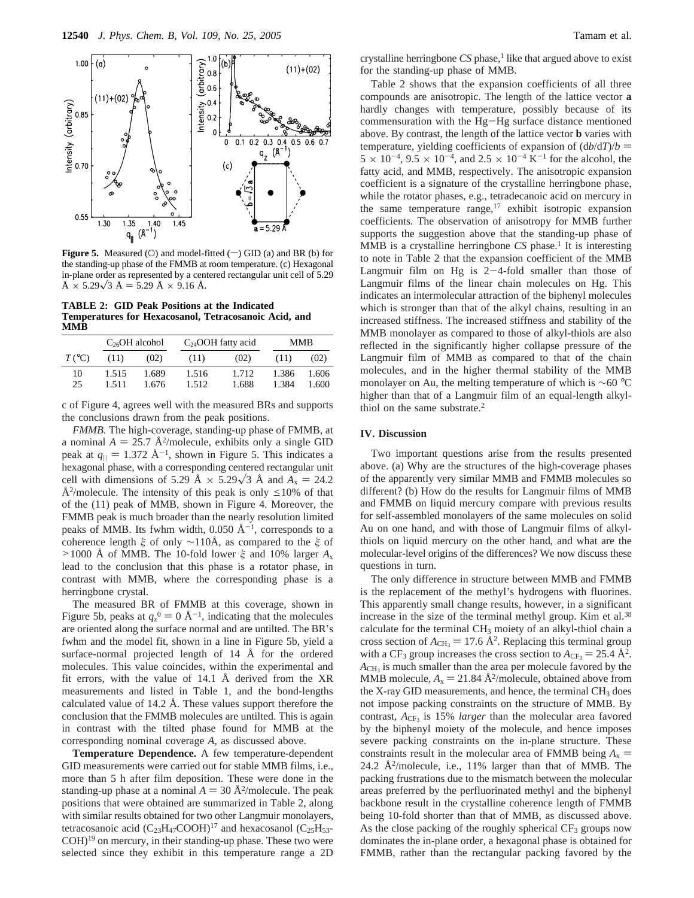**Figure 5.** Measured (○) and model-fitted (—) GID (a) and BR (b) for the standing-up phase of the FMMB at room temperature. (c) Hexagonal in-plane order as represented by a centered rectangular unit cell of 5.29 Å × 5.29$\sqrt{3}$ Å = 5.29 Å × 9.16 Å.

**TABLE 2: GID Peak Positions at the Indicated Temperatures for Hexacosanol, Tetracosanoic Acid, and MMB**

| | $C_{26}$OH alcohol | | $C_{24}$OOH fatty acid | | MMB | |
|---|---|---|---|---|---|---|
| $T$ (°C) | (11) | (02) | (11) | (02) | (11) | (02) |
| 10 | 1.515 | 1.689 | 1.516 | 1.712 | 1.386 | 1.606 |
| 25 | 1.511 | 1.676 | 1.512 | 1.688 | 1.384 | 1.600 |

c of Figure 4, agrees well with the measured BRs and supports the conclusions drawn from the peak positions.

*FMMB.* The high-coverage, standing-up phase of FMMB, at a nominal $A = 25.7$ Å$^2$/molecule, exhibits only a single GID peak at $q_{||} = 1.372$ Å$^{-1}$, shown in Figure 5. This indicates a hexagonal phase, with a corresponding centered rectangular unit cell with dimensions of 5.29 Å × 5.29$\sqrt{3}$ Å and $A_x = 24.2$ Å$^2$/molecule. The intensity of this peak is only ≤10% of that of the (11) peak of MMB, shown in Figure 4. Moreover, the FMMB peak is much broader than the nearly resolution limited peaks of MMB. Its fwhm width, 0.050 Å$^{-1}$, corresponds to a coherence length $\xi$ of only ~110Å, as compared to the $\xi$ of >1000 Å of MMB. The 10-fold lower $\xi$ and 10% larger $A_x$ lead to the conclusion that this phase is a rotator phase, in contrast with MMB, where the corresponding phase is a herringbone crystal.

The measured BR of FMMB at this coverage, shown in Figure 5b, peaks at $q_z^0 = 0$ Å$^{-1}$, indicating that the molecules are oriented along the surface normal and are untilted. The BR's fwhm and the model fit, shown in a line in Figure 5b, yield a surface-normal projected length of 14 Å for the ordered molecules. This value coincides, within the experimental and fit errors, with the value of 14.1 Å derived from the XR measurements and listed in Table 1, and the bond-lengths calculated value of 14.2 Å. These values support therefore the conclusion that the FMMB molecules are untilted. This is again in contrast with the tilted phase found for MMB at the corresponding nominal coverage *A*, as discussed above.

**Temperature Dependence.** A few temperature-dependent GID measurements were carried out for stable MMB films, i.e., more than 5 h after film deposition. These were done in the standing-up phase at a nominal $A = 30$ Å$^2$/molecule. The peak positions that were obtained are summarized in Table 2, along with similar results obtained for two other Langmuir monolayers, tetracosanoic acid ($C_{23}H_{47}COOH$)[17] and hexacosanol ($C_{25}H_{53}$-COH)[19] on mercury, in their standing-up phase. These two were selected since they exhibit in this temperature range a 2D crystalline herringbone *CS* phase,[1] like that argued above to exist for the standing-up phase of MMB.

Table 2 shows that the expansion coefficients of all three compounds are anisotropic. The length of the lattice vector **a** hardly changes with temperature, possibly because of its commensuration with the Hg−Hg surface distance mentioned above. By contrast, the length of the lattice vector **b** varies with temperature, yielding coefficients of expansion of $(db/dT)/b = 5 \times 10^{-4}$, $9.5 \times 10^{-4}$, and $2.5 \times 10^{-4}$ K$^{-1}$ for the alcohol, the fatty acid, and MMB, respectively. The anisotropic expansion coefficient is a signature of the crystalline herringbone phase, while the rotator phases, e.g., tetradecanoic acid on mercury in the same temperature range,[17] exhibit isotropic expansion coefficients. The observation of anisotropy for MMB further supports the suggestion above that the standing-up phase of MMB is a crystalline herringbone *CS* phase.[1] It is interesting to note in Table 2 that the expansion coefficient of the MMB Langmuir film on Hg is 2−4-fold smaller than those of Langmuir films of the linear chain molecules on Hg. This indicates an intermolecular attraction of the biphenyl molecules which is stronger than that of the alkyl chains, resulting in an increased stiffness. The increased stiffness and stability of the MMB monolayer as compared to those of alkyl-thiols are also reflected in the significantly higher collapse pressure of the Langmuir film of MMB as compared to that of the chain molecules, and in the higher thermal stability of the MMB monolayer on Au, the melting temperature of which is ~60 °C higher than that of a Langmuir film of an equal-length alkyl-thiol on the same substrate.[2]

## IV. Discussion

Two important questions arise from the results presented above. (a) Why are the structures of the high-coverage phases of the apparently very similar MMB and FMMB molecules so different? (b) How do the results for Langmuir films of MMB and FMMB on liquid mercury compare with previous results for self-assembled monolayers of the same molecules on solid Au on one hand, and with those of Langmuir films of alkyl-thiols on liquid mercury on the other hand, and what are the molecular-level origins of the differences? We now discuss these questions in turn.

The only difference in structure between MMB and FMMB is the replacement of the methyl's hydrogens with fluorines. This apparently small change results, however, in a significant increase in the size of the terminal methyl group. Kim et al.[38] calculate for the terminal $CH_3$ moiety of an alkyl-thiol chain a cross section of $A_{CH_3} = 17.6$ Å$^2$. Replacing this terminal group with a $CF_3$ group increases the cross section to $A_{CF_3} = 25.4$ Å$^2$. $A_{CH_3}$ is much smaller than the area per molecule favored by the MMB molecule, $A_x = 21.84$ Å$^2$/molecule, obtained above from the X-ray GID measurements, and hence, the terminal $CH_3$ does not impose packing constraints on the structure of MMB. By contrast, $A_{CF_3}$ is 15% *larger* than the molecular area favored by the biphenyl moiety of the molecule, and hence imposes severe packing constraints on the in-plane structure. These constraints result in the molecular area of FMMB being $A_x = 24.2$ Å$^2$/molecule, i.e., 11% larger than that of MMB. The packing frustrations due to the mismatch between the molecular areas preferred by the perfluorinated methyl and the biphenyl backbone result in the crystalline coherence length of FMMB being 10-fold shorter than that of MMB, as discussed above. As the close packing of the roughly spherical $CF_3$ groups now dominates the in-plane order, a hexagonal phase is obtained for FMMB, rather than the rectangular packing favored by the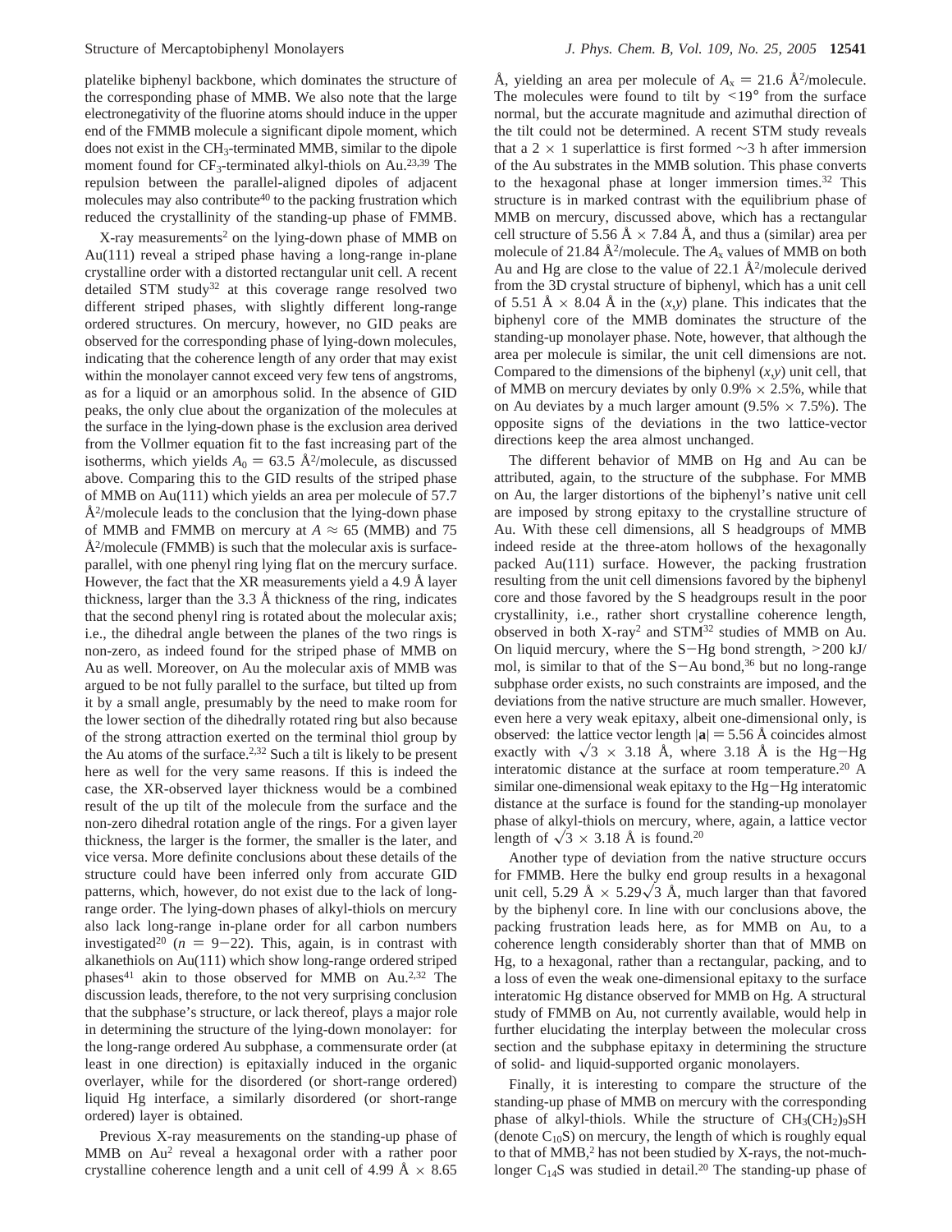platelike biphenyl backbone, which dominates the structure of the corresponding phase of MMB. We also note that the large electronegativity of the fluorine atoms should induce in the upper end of the FMMB molecule a significant dipole moment, which does not exist in the $CH_3$-terminated MMB, similar to the dipole moment found for $CF_3$-terminated alkyl-thiols on Au.[23,39] The repulsion between the parallel-aligned dipoles of adjacent molecules may also contribute[40] to the packing frustration which reduced the crystallinity of the standing-up phase of FMMB.

X-ray measurements[2] on the lying-down phase of MMB on Au(111) reveal a striped phase having a long-range in-plane crystalline order with a distorted rectangular unit cell. A recent detailed STM study[32] at this coverage range resolved two different striped phases, with slightly different long-range ordered structures. On mercury, however, no GID peaks are observed for the corresponding phase of lying-down molecules, indicating that the coherence length of any order that may exist within the monolayer cannot exceed very few tens of angstroms, as for a liquid or an amorphous solid. In the absence of GID peaks, the only clue about the organization of the molecules at the surface in the lying-down phase is the exclusion area derived from the Vollmer equation fit to the fast increasing part of the isotherms, which yields $A_0 = 63.5$ Å$^2$/molecule, as discussed above. Comparing this to the GID results of the striped phase of MMB on Au(111) which yields an area per molecule of 57.7 Å$^2$/molecule leads to the conclusion that the lying-down phase of MMB and FMMB on mercury at $A \approx 65$ (MMB) and 75 Å$^2$/molecule (FMMB) is such that the molecular axis is surface-parallel, with one phenyl ring lying flat on the mercury surface. However, the fact that the XR measurements yield a 4.9 Å layer thickness, larger than the 3.3 Å thickness of the ring, indicates that the second phenyl ring is rotated about the molecular axis; i.e., the dihedral angle between the planes of the two rings is non-zero, as indeed found for the striped phase of MMB on Au as well. Moreover, on Au the molecular axis of MMB was argued to be not fully parallel to the surface, but tilted up from it by a small angle, presumably by the need to make room for the lower section of the dihedrally rotated ring but also because of the strong attraction exerted on the terminal thiol group by the Au atoms of the surface.[2,32] Such a tilt is likely to be present here as well for the very same reasons. If this is indeed the case, the XR-observed layer thickness would be a combined result of the up tilt of the molecule from the surface and the non-zero dihedral rotation angle of the rings. For a given layer thickness, the larger is the former, the smaller is the later, and vice versa. More definite conclusions about these details of the structure could have been inferred only from accurate GID patterns, which, however, do not exist due to the lack of long-range order. The lying-down phases of alkyl-thiols on mercury also lack long-range in-plane order for all carbon numbers investigated[20] ($n = 9-22$). This, again, is in contrast with alkanethiols on Au(111) which show long-range ordered striped phases[41] akin to those observed for MMB on Au.[2,32] The discussion leads, therefore, to the not very surprising conclusion that the subphase's structure, or lack thereof, plays a major role in determining the structure of the lying-down monolayer: for the long-range ordered Au subphase, a commensurate order (at least in one direction) is epitaxially induced in the organic overlayer, while for the disordered (or short-range ordered) liquid Hg interface, a similarly disordered (or short-range ordered) layer is obtained.

Previous X-ray measurements on the standing-up phase of MMB on Au[2] reveal a hexagonal order with a rather poor crystalline coherence length and a unit cell of 4.99 Å × 8.65 Å, yielding an area per molecule of $A_x = 21.6$ Å$^2$/molecule. The molecules were found to tilt by <19° from the surface normal, but the accurate magnitude and azimuthal direction of the tilt could not be determined. A recent STM study reveals that a 2 × 1 superlattice is first formed ~3 h after immersion of the Au substrates in the MMB solution. This phase converts to the hexagonal phase at longer immersion times.[32] This structure is in marked contrast with the equilibrium phase of MMB on mercury, discussed above, which has a rectangular cell structure of 5.56 Å × 7.84 Å, and thus a (similar) area per molecule of 21.84 Å$^2$/molecule. The $A_x$ values of MMB on both Au and Hg are close to the value of 22.1 Å$^2$/molecule derived from the 3D crystal structure of biphenyl, which has a unit cell of 5.51 Å × 8.04 Å in the $(x,y)$ plane. This indicates that the biphenyl core of the MMB dominates the structure of the standing-up monolayer phase. Note, however, that although the area per molecule is similar, the unit cell dimensions are not. Compared to the dimensions of the biphenyl $(x,y)$ unit cell, that of MMB on mercury deviates by only 0.9% × 2.5%, while that on Au deviates by a much larger amount (9.5% × 7.5%). The opposite signs of the deviations in the two lattice-vector directions keep the area almost unchanged.

The different behavior of MMB on Hg and Au can be attributed, again, to the structure of the subphase. For MMB on Au, the larger distortions of the biphenyl's native unit cell are imposed by strong epitaxy to the crystalline structure of Au. With these cell dimensions, all S headgroups of MMB indeed reside at the three-atom hollows of the hexagonally packed Au(111) surface. However, the packing frustration resulting from the unit cell dimensions favored by the biphenyl core and those favored by the S headgroups result in the poor crystallinity, i.e., rather short crystalline coherence length, observed in both X-ray[2] and STM[32] studies of MMB on Au. On liquid mercury, where the S−Hg bond strength, >200 kJ/mol, is similar to that of the S−Au bond,[36] but no long-range subphase order exists, no such constraints are imposed, and the deviations from the native structure are much smaller. However, even here a very weak epitaxy, albeit one-dimensional only, is observed: the lattice vector length $|\mathbf{a}| = 5.56$ Å coincides almost exactly with $\sqrt{3} \times 3.18$ Å, where 3.18 Å is the Hg−Hg interatomic distance at the surface at room temperature.[20] A similar one-dimensional weak epitaxy to the Hg−Hg interatomic distance at the surface is found for the standing-up monolayer phase of alkyl-thiols on mercury, where, again, a lattice vector length of $\sqrt{3} \times 3.18$ Å is found.[20]

Another type of deviation from the native structure occurs for FMMB. Here the bulky end group results in a hexagonal unit cell, 5.29 Å × 5.29$\sqrt{3}$ Å, much larger than that favored by the biphenyl core. In line with our conclusions above, the packing frustration leads here, as for MMB on Au, to a coherence length considerably shorter than that of MMB on Hg, to a hexagonal, rather than a rectangular, packing, and to a loss of even the weak one-dimensional epitaxy to the surface interatomic Hg distance observed for MMB on Hg. A structural study of FMMB on Au, not currently available, would help in further elucidating the interplay between the molecular cross section and the subphase epitaxy in determining the structure of solid- and liquid-supported organic monolayers.

Finally, it is interesting to compare the structure of the standing-up phase of MMB on mercury with the corresponding phase of alkyl-thiols. While the structure of $CH_3(CH_2)_9SH$ (denote $C_{10}S$) on mercury, the length of which is roughly equal to that of MMB,[2] has not been studied by X-rays, the not-much-longer $C_{14}S$ was studied in detail.[20] The standing-up phase of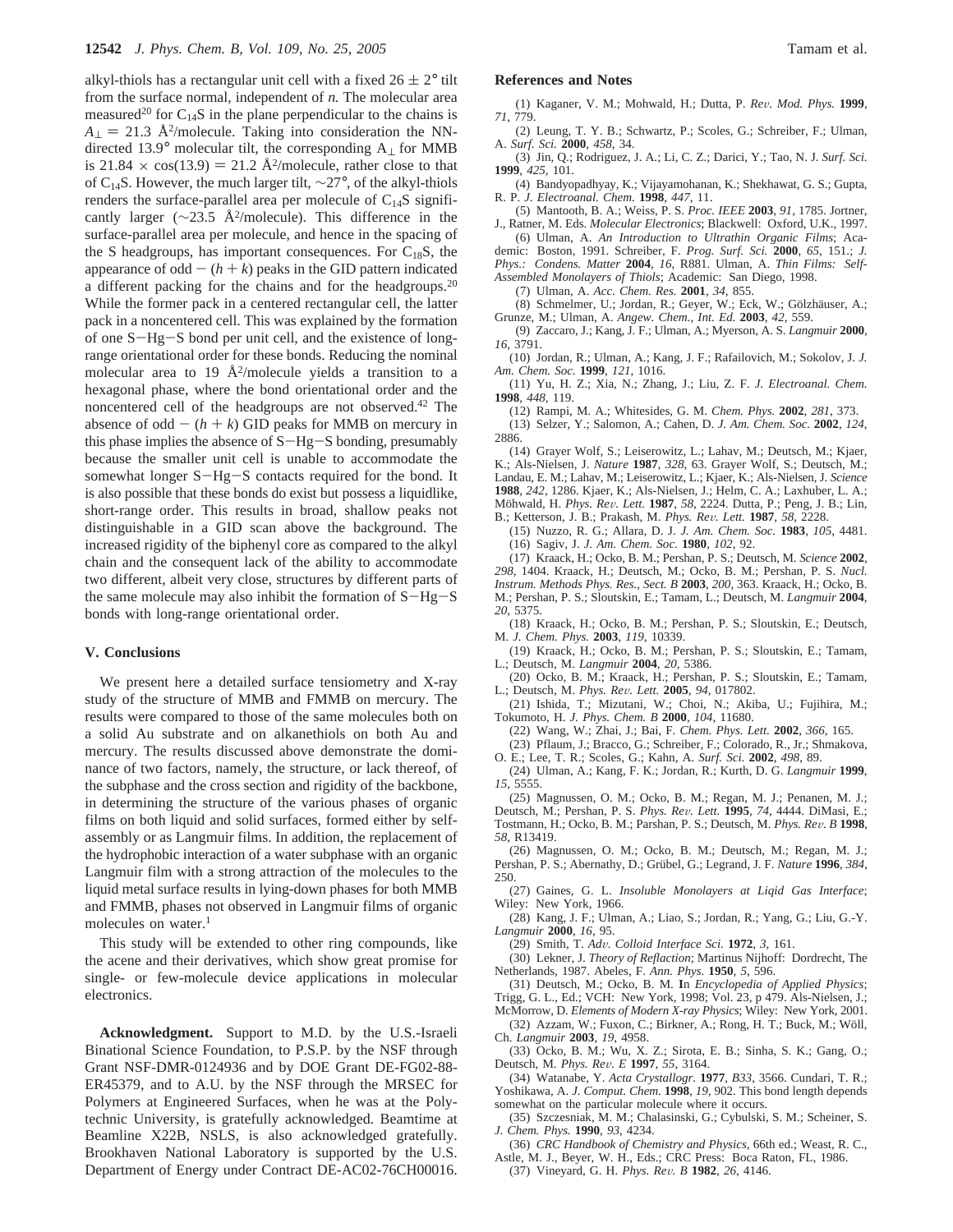alkyl-thiols has a rectangular unit cell with a fixed 26 ± 2° tilt from the surface normal, independent of *n*. The molecular area measured[20] for $C_{14}S$ in the plane perpendicular to the chains is $A_{\perp}$ = 21.3 Å$^2$/molecule. Taking into consideration the NN-directed 13.9° molecular tilt, the corresponding $A_{\perp}$ for MMB is 21.84 × cos(13.9) = 21.2 Å$^2$/molecule, rather close to that of $C_{14}S$. However, the much larger tilt, ~27°, of the alkyl-thiols renders the surface-parallel area per molecule of $C_{14}S$ significantly larger (~23.5 Å$^2$/molecule). This difference in the surface-parallel area per molecule, and hence in the spacing of the S headgroups, has important consequences. For $C_{18}S$, the appearance of odd − $(h + k)$ peaks in the GID pattern indicated a different packing for the chains and for the headgroups.[20] While the former pack in a centered rectangular cell, the latter pack in a noncentered cell. This was explained by the formation of one S−Hg−S bond per unit cell, and the existence of long-range orientational order for these bonds. Reducing the nominal molecular area to 19 Å$^2$/molecule yields a transition to a hexagonal phase, where the bond orientational order and the noncentered cell of the headgroups are not observed.[42] The absence of odd − $(h + k)$ GID peaks for MMB on mercury in this phase implies the absence of S−Hg−S bonding, presumably because the smaller unit cell is unable to accommodate the somewhat longer S−Hg−S contacts required for the bond. It is also possible that these bonds do exist but possess a liquidlike, short-range order. This results in broad, shallow peaks not distinguishable in a GID scan above the background. The increased rigidity of the biphenyl core as compared to the alkyl chain and the consequent lack of the ability to accommodate two different, albeit very close, structures by different parts of the same molecule may also inhibit the formation of S−Hg−S bonds with long-range orientational order.

## V. Conclusions

We present here a detailed surface tensiometry and X-ray study of the structure of MMB and FMMB on mercury. The results were compared to those of the same molecules both on a solid Au substrate and on alkanethiols on both Au and mercury. The results discussed above demonstrate the dominance of two factors, namely, the structure, or lack thereof, of the subphase and the cross section and rigidity of the backbone, in determining the structure of the various phases of organic films on both liquid and solid surfaces, formed either by self-assembly or as Langmuir films. In addition, the replacement of the hydrophobic interaction of a water subphase with an organic Langmuir film with a strong attraction of the molecules to the liquid metal surface results in lying-down phases for both MMB and FMMB, phases not observed in Langmuir films of organic molecules on water.[1]

This study will be extended to other ring compounds, like the acene and their derivatives, which show great promise for single- or few-molecule device applications in molecular electronics.

**Acknowledgment.** Support to M.D. by the U.S.-Israeli Binational Science Foundation, to P.S.P. by the NSF through Grant NSF-DMR-0124936 and by DOE Grant DE-FG02-88-ER45379, and to A.U. by the NSF through the MRSEC for Polymers at Engineered Surfaces, when he was at the Polytechnic University, is gratefully acknowledged. Beamtime at Beamline X22B, NSLS, is also acknowledged gratefully. Brookhaven National Laboratory is supported by the U.S. Department of Energy under Contract DE-AC02-76CH00016.

## References and Notes

(1) Kaganer, V. M.; Mohwald, H.; Dutta, P. *Rev. Mod. Phys.* **1999**, *71*, 779.

(2) Leung, T. Y. B.; Schwartz, P.; Scoles, G.; Schreiber, F.; Ulman, A. *Surf. Sci.* **2000**, *458*, 34.

(3) Jin, Q.; Rodriguez, J. A.; Li, C. Z.; Darici, Y.; Tao, N. J. *Surf. Sci.* **1999**, *425*, 101.

(4) Bandyopadhyay, K.; Vijayamohanan, K.; Shekhawat, G. S.; Gupta, R. P. *J. Electroanal. Chem.* **1998**, *447*, 11.

(5) Mantooth, B. A.; Weiss, P. S. *Proc. IEEE* **2003**, *91*, 1785. Jortner, J., Ratner, M. Eds. *Molecular Electronics*; Blackwell: Oxford, U.K., 1997.

(6) Ulman, A. *An Introduction to Ultrathin Organic Films*; Academic: Boston, 1991. Schreiber, F. *Prog. Surf. Sci.* **2000**, *65*, 151.; *J. Phys.: Condens. Matter* **2004**, *16*, R881. Ulman, A. *Thin Films: Self-Assembled Monolayers of Thiols*; Academic: San Diego, 1998.

(7) Ulman, A. *Acc. Chem. Res.* **2001**, *34*, 855.

(8) Schmelmer, U.; Jordan, R.; Geyer, W.; Eck, W.; Gölzhäuser, A.; Grunze, M.; Ulman, A. *Angew. Chem., Int. Ed.* **2003**, *42*, 559.

(9) Zaccaro, J.; Kang, J. F.; Ulman, A.; Myerson, A. S. *Langmuir* **2000**, *16*, 3791.

(10) Jordan, R.; Ulman, A.; Kang, J. F.; Rafailovich, M.; Sokolov, J. *J. Am. Chem. Soc.* **1999**, *121*, 1016.

(11) Yu, H. Z.; Xia, N.; Zhang, J.; Liu, Z. F. *J. Electroanal. Chem.* **1998**, *448*, 119.

(12) Rampi, M. A.; Whitesides, G. M. *Chem. Phys.* **2002**, *281*, 373.

(13) Selzer, Y.; Salomon, A.; Cahen, D. *J. Am. Chem. Soc.* **2002**, *124*, 2886.

(14) Grayer Wolf, S.; Leiserowitz, L.; Lahav, M.; Deutsch, M.; Kjaer, K.; Als-Nielsen, J. *Nature* **1987**, *328*, 63. Grayer Wolf, S.; Deutsch, M.; Landau, E. M.; Lahav, M.; Leiserowitz, L.; Kjaer, K.; Als-Nielsen, J. *Science* **1988**, *242*, 1286. Kjaer, K.; Als-Nielsen, J.; Helm, C. A.; Laxhuber, L. A.; Möhwald, H. *Phys. Rev. Lett.* **1987**, *58*, 2224. Dutta, P.; Peng, J. B.; Lin, B.; Ketterson, J. B.; Prakash, M. *Phys. Rev. Lett.* **1987**, *58*, 2228.

(15) Nuzzo, R. G.; Allara, D. J. *J. Am. Chem. Soc.* **1983**, *105*, 4481.

(16) Sagiv, J. *J. Am. Chem. Soc.* **1980**, *102*, 92.

(17) Kraack, H.; Ocko, B. M.; Pershan, P. S.; Deutsch, M. *Science* **2002**, *298*, 1404. Kraack, H.; Deutsch, M.; Ocko, B. M.; Pershan, P. S. *Nucl. Instrum. Methods Phys. Res., Sect. B* **2003**, *200*, 363. Kraack, H.; Ocko, B. M.; Pershan, P. S.; Sloutskin, E.; Tamam, L.; Deutsch, M. *Langmuir* **2004**, *20*, 5375.

(18) Kraack, H.; Ocko, B. M.; Pershan, P. S.; Sloutskin, E.; Deutsch, M. *J. Chem. Phys.* **2003**, *119*, 10339.

(19) Kraack, H.; Ocko, B. M.; Pershan, P. S.; Sloutskin, E.; Tamam, L.; Deutsch, M. *Langmuir* **2004**, *20*, 5386.

(20) Ocko, B. M.; Kraack, H.; Pershan, P. S.; Sloutskin, E.; Tamam, L.; Deutsch, M. *Phys. Rev. Lett.* **2005**, *94*, 017802.

(21) Ishida, T.; Mizutani, W.; Choi, N.; Akiba, U.; Fujihira, M.; Tokumoto, H. *J. Phys. Chem. B* **2000**, *104*, 11680.

(22) Wang, W.; Zhai, J.; Bai, F. *Chem. Phys. Lett.* **2002**, *366*, 165.

(23) Pflaum, J.; Bracco, G.; Schreiber, F.; Colorado, R., Jr.; Shmakova, O. E.; Lee, T. R.; Scoles, G.; Kahn, A. *Surf. Sci.* **2002**, *498*, 89.

(24) Ulman, A.; Kang, F. K.; Jordan, R.; Kurth, D. G. *Langmuir* **1999**, *15*, 5555.

(25) Magnussen, O. M.; Ocko, B. M.; Regan, M. J.; Penanen, M. J.; Deutsch, M.; Pershan, P. S. *Phys. Rev. Lett.* **1995**, *74*, 4444. DiMasi, E.; Tostmann, H.; Ocko, B. M.; Parshan, P. S.; Deutsch, M. *Phys. Rev. B* **1998**, *58*, R13419.

(26) Magnussen, O. M.; Ocko, B. M.; Deutsch, M.; Regan, M. J.; Pershan, P. S.; Abernathy, D.; Grübel, G.; Legrand, J. F. *Nature* **1996**, *384*, 250.

(27) Gaines, G. L. *Insoluble Monolayers at Liqid Gas Interface*; Wiley: New York, 1966.

(28) Kang, J. F.; Ulman, A.; Liao, S.; Jordan, R.; Yang, G.; Liu, G.-Y. *Langmuir* **2000**, *16*, 95.

(29) Smith, T. *Adv. Colloid Interface Sci.* **1972**, *3*, 161.

(30) Lekner, J. *Theory of Reflection*; Martinus Nijhoff: Dordrecht, The Netherlands, 1987. Abeles, F. *Ann. Phys.* **1950**, *5*, 596.

(31) Deutsch, M.; Ocko, B. M. **I**n *Encyclopedia of Applied Physics*; Trigg, G. L., Ed.; VCH: New York, 1998; Vol. 23, p 479. Als-Nielsen, J.; McMorrow, D. *Elements of Modern X-ray Physics*; Wiley: New York, 2001.

(32) Azzam, W.; Fuxon, C.; Birkner, A.; Rong, H. T.; Buck, M.; Wöll, Ch. *Langmuir* **2003**, *19*, 4958.

(33) Ocko, B. M.; Wu, X. Z.; Sirota, E. B.; Sinha, S. K.; Gang, O.; Deutsch, M. *Phys. Rev. E* **1997**, *55*, 3164.

(34) Watanabe, Y. *Acta Crystallogr.* **1977**, *B33*, 3566. Cundari, T. R.; Yoshikawa, A. *J. Comput. Chem.* **1998**, *19*, 902. This bond length depends somewhat on the particular molecule where it occurs.

(35) Szczesniak, M. M.; Chalasinski, G.; Cybulski, S. M.; Scheiner, S. *J. Chem. Phys.* **1990**, *93*, 4234.

(36) *CRC Handbook of Chemistry and Physics*, 66th ed.; Weast, R. C., Astle, M. J., Beyer, W. H., Eds.; CRC Press: Boca Raton, FL, 1986.

(37) Vineyard, G. H. *Phys. Rev. B* **1982**, *26*, 4146.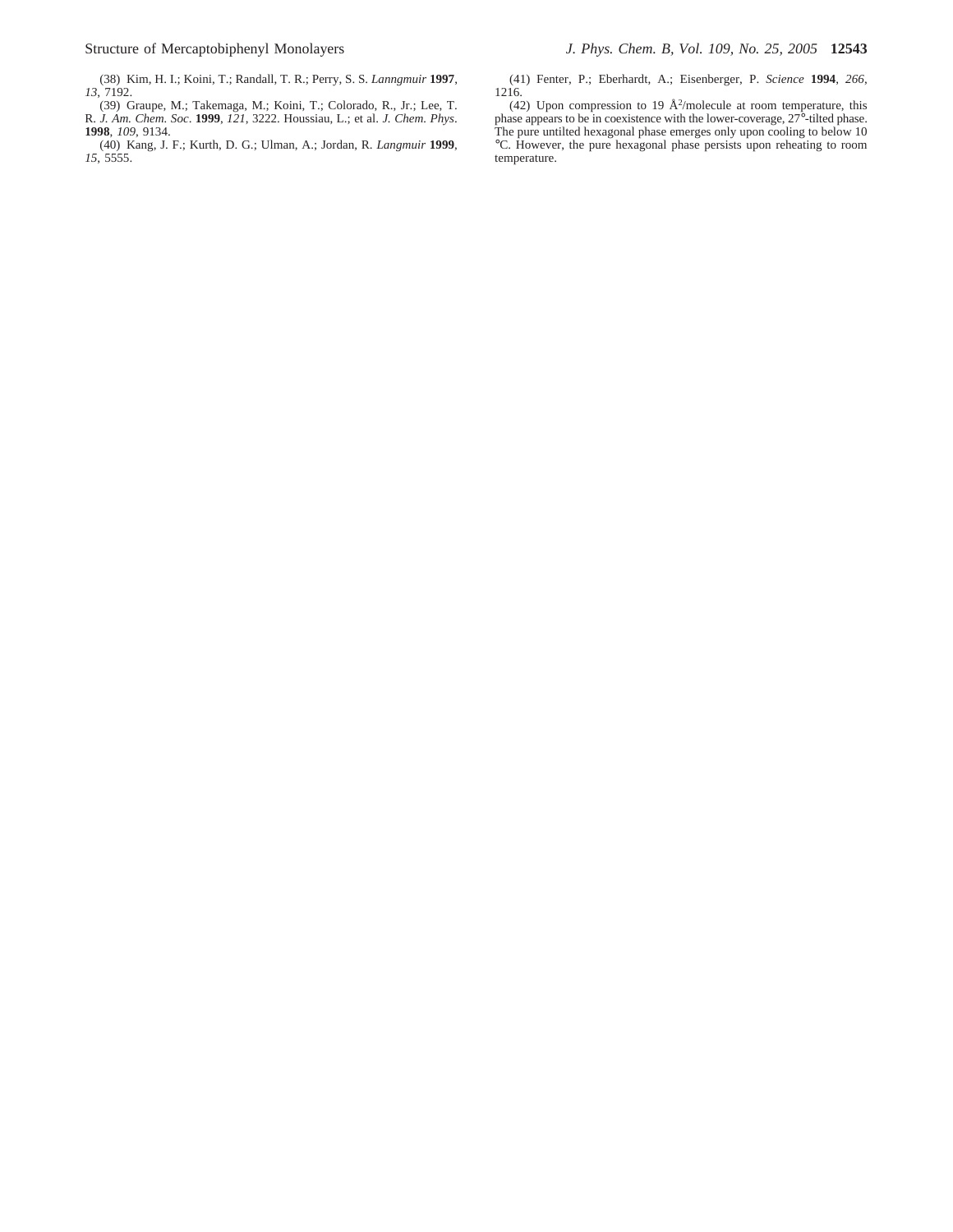(38) Kim, H. I.; Koini, T.; Randall, T. R.; Perry, S. S. *Lanngmuir* **1997**, *13*, 7192.

(39) Graupe, M.; Takemaga, M.; Koini, T.; Colorado, R., Jr.; Lee, T. R. *J. Am. Chem. Soc*. **1999**, *121*, 3222. Houssiau, L.; et al. *J. Chem. Phys*. **1998**, *109*, 9134.

(40) Kang, J. F.; Kurth, D. G.; Ulman, A.; Jordan, R. *Langmuir* **1999**, *15*, 5555.

(41) Fenter, P.; Eberhardt, A.; Eisenberger, P. *Science* **1994**, *266*, 1216.

(42) Upon compression to 19 $Å^2$/molecule at room temperature, this phase appears to be in coexistence with the lower-coverage, 27°-tilted phase. The pure untilted hexagonal phase emerges only upon cooling to below 10 °C. However, the pure hexagonal phase persists upon reheating to room temperature.